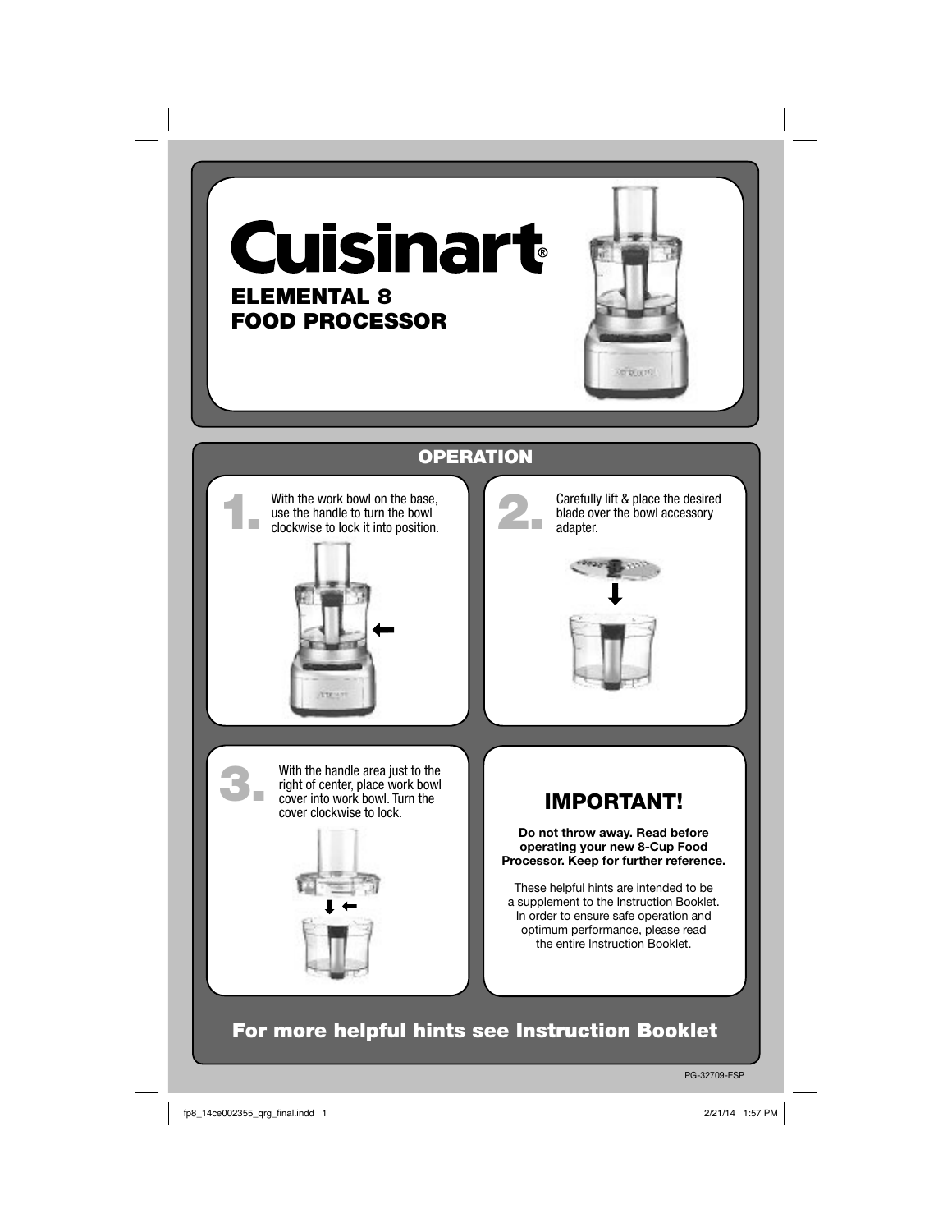# Cuisinart®

## ELEMENTAL 8 FOOD PROCESSOR

## OPERATION

**1.** With the work bowl on the base, use the handle to turn the bowl clockwise to lock it into position.

**2.** Carefully lift & place the desired blade over the bowl accessory adapter.

**3.** With the handle area just to the right of center, place work bowl cover into work bowl. Turn the cover clockwise to lock.

## IMPORTANT!

**Do not throw away. Read before operating your new 8-Cup Food Processor. Keep for further reference.**

These helpful hints are intended to be a supplement to the Instruction Booklet. In order to ensure safe operation and optimum performance, please read the entire Instruction Booklet.

**For more helpful hints see Instruction Booklet**

PG-32709-ESP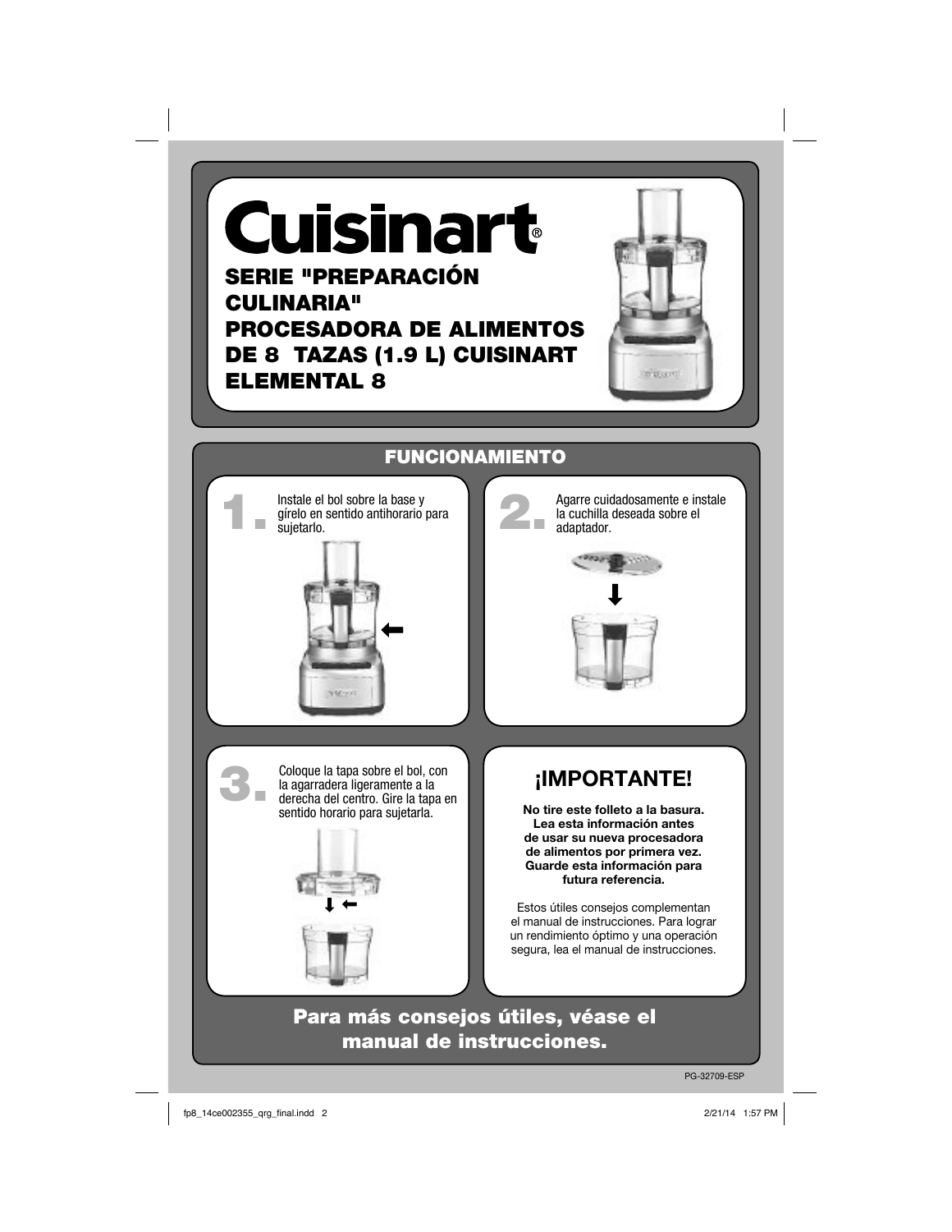# Cuisinart®

## SERIE "PREPARACIÓN CULINARIA" PROCESADORA DE ALIMENTOS DE 8 TAZAS (1.9 L) CUISINART ELEMENTAL 8

## FUNCIONAMIENTO

**1.** Instale el bol sobre la base y gírelo en sentido antihorario para sujetarlo.

**2.** Agarre cuidadosamente e instale la cuchilla deseada sobre el adaptador.

**3.** Coloque la tapa sobre el bol, con la agarradera ligeramente a la derecha del centro. Gire la tapa en sentido horario para sujetarla.

## ¡IMPORTANTE!

**No tire este folleto a la basura. Lea esta información antes de usar su nueva procesadora de alimentos por primera vez. Guarde esta información para futura referencia.**

Estos útiles consejos complementan el manual de instrucciones. Para lograr un rendimiento óptimo y una operación segura, lea el manual de instrucciones.

**Para más consejos útiles, véase el manual de instrucciones.**

PG-32709-ESP